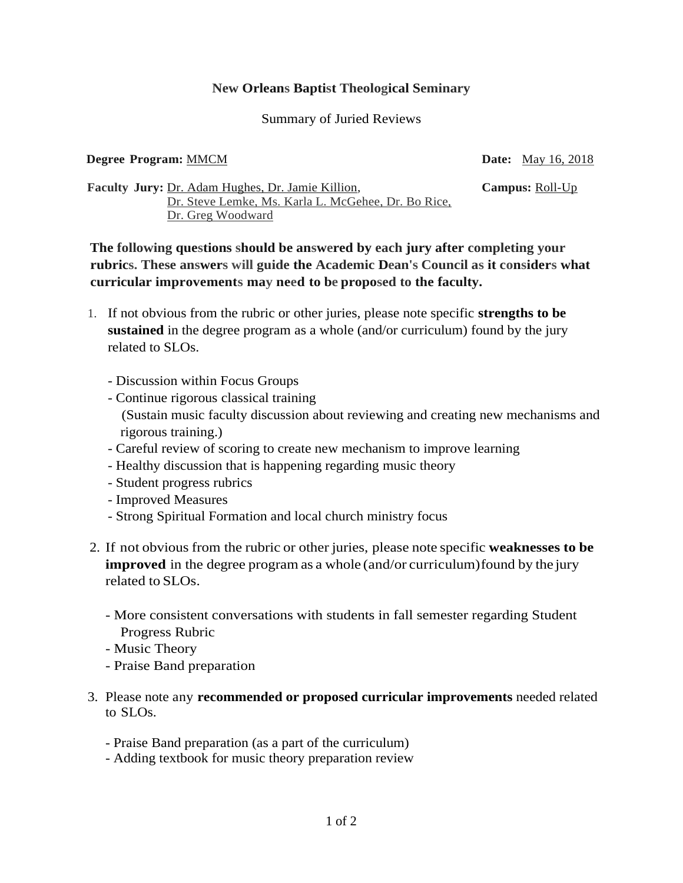# New Orleans Baptist Theological Seminary

## Summary of Juried Reviews

**Degree Program:** MMCM **Date:** May 16, 2018

**Faculty Jury:** Dr. Adam Hughes, Dr. Jamie Killion, Dr. Steve Lemke, Ms. Karla L. McGehee, Dr. Bo Rice, Dr. Greg Woodward **Campus:** Roll-Up

**The following questions should be answered by each jury after completing your rubrics. These answers will guide the Academic Dean's Council as it considers what curricular improvements may need to be proposed to the faculty.**

1. If not obvious from the rubric or other juries, please note specific **strengths to be sustained** in the degree program as a whole (and/or curriculum) found by the jury related to SLOs.

   - Discussion within Focus Groups
   - Continue rigorous classical training
     (Sustain music faculty discussion about reviewing and creating new mechanisms and rigorous training.)
   - Careful review of scoring to create new mechanism to improve learning
   - Healthy discussion that is happening regarding music theory
   - Student progress rubrics
   - Improved Measures
   - Strong Spiritual Formation and local church ministry focus

2. If not obvious from the rubric or other juries, please note specific **weaknesses to be improved** in the degree program as a whole (and/or curriculum) found by the jury related to SLOs.

   - More consistent conversations with students in fall semester regarding Student Progress Rubric
   - Music Theory
   - Praise Band preparation

3. Please note any **recommended or proposed curricular improvements** needed related to SLOs.

   - Praise Band preparation (as a part of the curriculum)
   - Adding textbook for music theory preparation review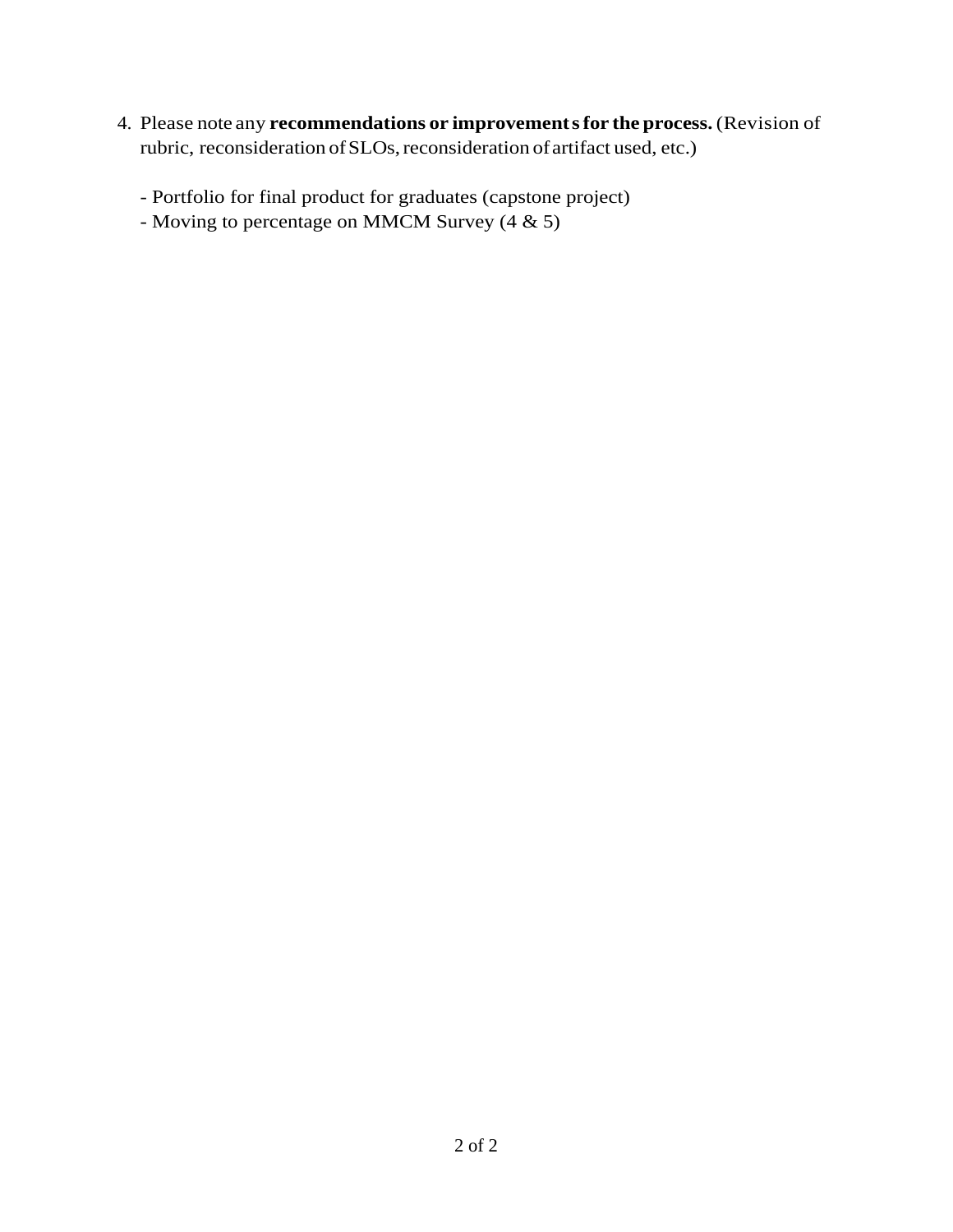4. Please note any **recommendations or improvements for the process.** (Revision of rubric, reconsideration of SLOs, reconsideration of artifact used, etc.)

   - Portfolio for final product for graduates (capstone project)
   - Moving to percentage on MMCM Survey (4 & 5)